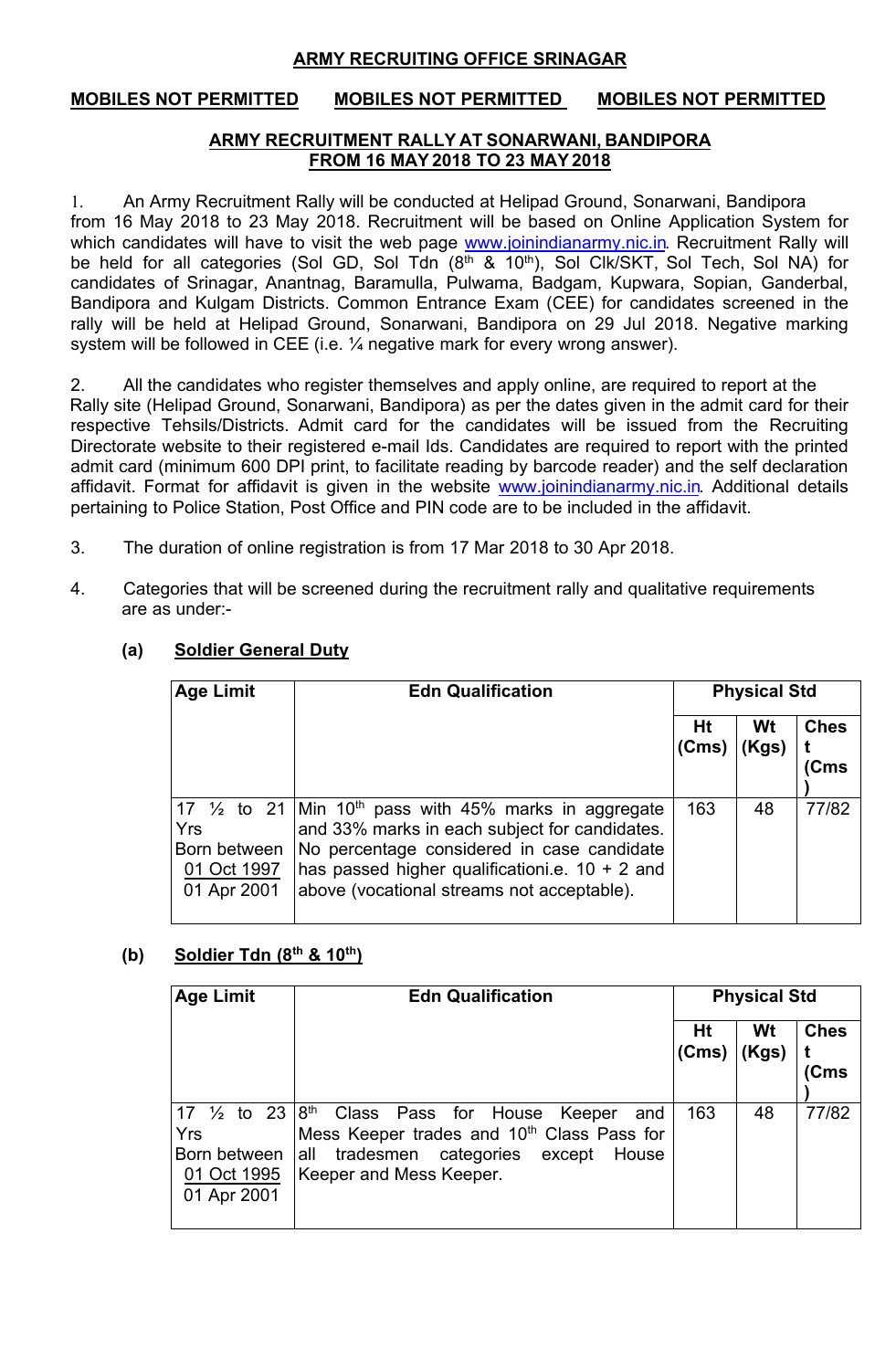## ARMY RECRUITING OFFICE SRINAGAR

**MOBILES NOT PERMITTED** **MOBILES NOT PERMITTED** **MOBILES NOT PERMITTED**

### ARMY RECRUITMENT RALLY AT SONARWANI, BANDIPORA FROM 16 MAY 2018 TO 23 MAY 2018

1. An Army Recruitment Rally will be conducted at Helipad Ground, Sonarwani, Bandipora from 16 May 2018 to 23 May 2018. Recruitment will be based on Online Application System for which candidates will have to visit the web page www.joinindianarmy.nic.in. Recruitment Rally will be held for all categories (Sol GD, Sol Tdn (8th & 10th), Sol Clk/SKT, Sol Tech, Sol NA) for candidates of Srinagar, Anantnag, Baramulla, Pulwama, Badgam, Kupwara, Sopian, Ganderbal, Bandipora and Kulgam Districts. Common Entrance Exam (CEE) for candidates screened in the rally will be held at Helipad Ground, Sonarwani, Bandipora on 29 Jul 2018. Negative marking system will be followed in CEE (i.e. ¼ negative mark for every wrong answer).

2. All the candidates who register themselves and apply online, are required to report at the Rally site (Helipad Ground, Sonarwani, Bandipora) as per the dates given in the admit card for their respective Tehsils/Districts. Admit card for the candidates will be issued from the Recruiting Directorate website to their registered e-mail Ids. Candidates are required to report with the printed admit card (minimum 600 DPI print, to facilitate reading by barcode reader) and the self declaration affidavit. Format for affidavit is given in the website www.joinindianarmy.nic.in. Additional details pertaining to Police Station, Post Office and PIN code are to be included in the affidavit.

3. The duration of online registration is from 17 Mar 2018 to 30 Apr 2018.

4. Categories that will be screened during the recruitment rally and qualitative requirements are as under:-

**(a) Soldier General Duty**

| Age Limit | Edn Qualification | Physical Std | | |
|---|---|---|---|---|
| | | Ht (Cms) | Wt (Kgs) | Chest (Cms) |
| 17 ½ to 21 Yrs Born between 01 Oct 1997 01 Apr 2001 | Min 10th pass with 45% marks in aggregate and 33% marks in each subject for candidates. No percentage considered in case candidate has passed higher qualificationi.e. 10 + 2 and above (vocational streams not acceptable). | 163 | 48 | 77/82 |

**(b) Soldier Tdn (8th & 10th)**

| Age Limit | Edn Qualification | Physical Std | | |
|---|---|---|---|---|
| | | Ht (Cms) | Wt (Kgs) | Chest (Cms) |
| 17 ½ to 23 Yrs Born between 01 Oct 1995 01 Apr 2001 | 8th Class Pass for House Keeper and Mess Keeper trades and 10th Class Pass for all tradesmen categories except House Keeper and Mess Keeper. | 163 | 48 | 77/82 |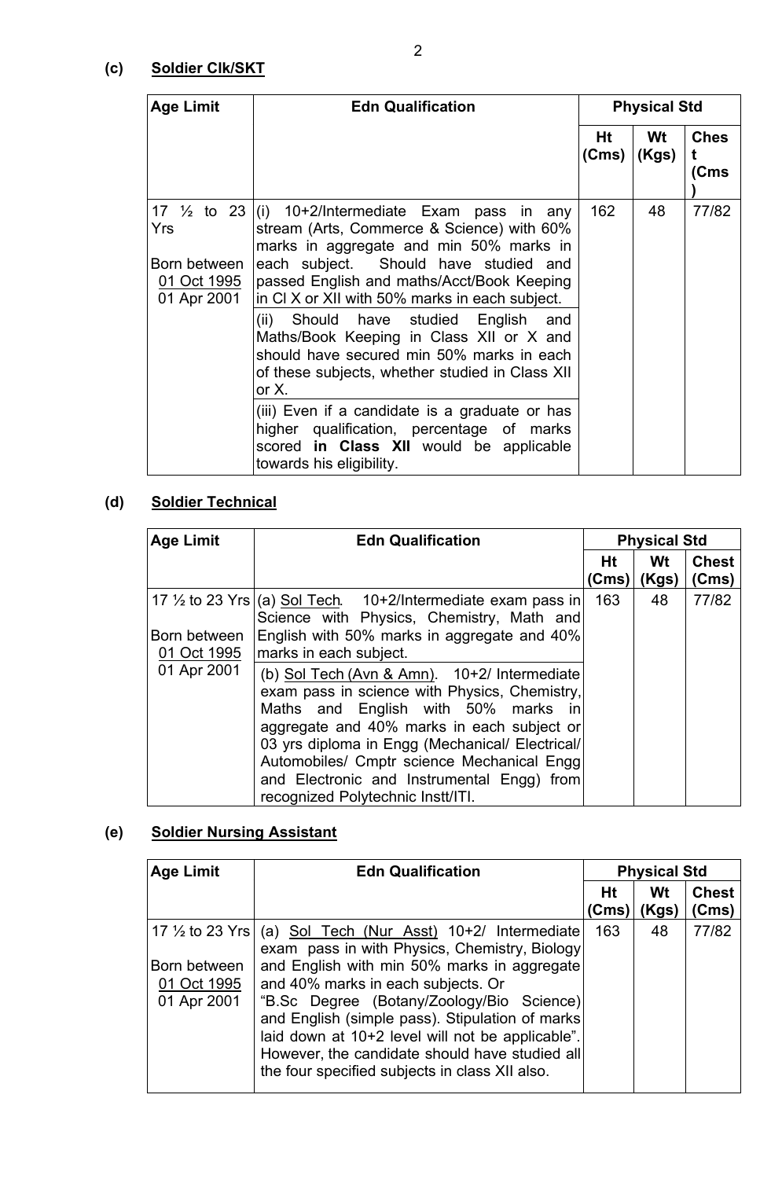**(c) Soldier Clk/SKT**

| Age Limit | Edn Qualification | Physical Std | | |
|---|---|---|---|---|
| | | Ht (Cms) | Wt (Kgs) | Chest (Cms) |
| 17 ½ to 23 Yrs<br><br>Born between <u>01 Oct 1995</u> 01 Apr 2001 | (i) 10+2/Intermediate Exam pass in any stream (Arts, Commerce & Science) with 60% marks in aggregate and min 50% marks in each subject. Should have studied and passed English and maths/Acct/Book Keeping in Cl X or XII with 50% marks in each subject.<br><br>(ii) Should have studied English and Maths/Book Keeping in Class XII or X and should have secured min 50% marks in each of these subjects, whether studied in Class XII or X.<br><br>(iii) Even if a candidate is a graduate or has higher qualification, percentage of marks scored **in Class XII** would be applicable towards his eligibility. | 162 | 48 | 77/82 |

**(d) Soldier Technical**

| Age Limit | Edn Qualification | Physical Std | | |
|---|---|---|---|---|
| | | Ht (Cms) | Wt (Kgs) | Chest (Cms) |
| 17 ½ to 23 Yrs<br><br>Born between <u>01 Oct 1995</u> 01 Apr 2001 | (a) <u>Sol Tech</u>. 10+2/Intermediate exam pass in Science with Physics, Chemistry, Math and English with 50% marks in aggregate and 40% marks in each subject.<br><br>(b) <u>Sol Tech (Avn & Amn)</u>. 10+2/ Intermediate exam pass in science with Physics, Chemistry, Maths and English with 50% marks in aggregate and 40% marks in each subject or 03 yrs diploma in Engg (Mechanical/ Electrical/ Automobiles/ Cmptr science Mechanical Engg and Electronic and Instrumental Engg) from recognized Polytechnic Instt/ITI. | 163 | 48 | 77/82 |

**(e) Soldier Nursing Assistant**

| Age Limit | Edn Qualification | Physical Std | | |
|---|---|---|---|---|
| | | Ht (Cms) | Wt (Kgs) | Chest (Cms) |
| 17 ½ to 23 Yrs<br><br>Born between <u>01 Oct 1995</u> 01 Apr 2001 | (a) <u>Sol Tech (Nur Asst)</u> 10+2/ Intermediate exam pass in with Physics, Chemistry, Biology and English with min 50% marks in aggregate and 40% marks in each subjects. Or "B.Sc Degree (Botany/Zoology/Bio Science) and English (simple pass). Stipulation of marks laid down at 10+2 level will not be applicable". However, the candidate should have studied all the four specified subjects in class XII also. | 163 | 48 | 77/82 |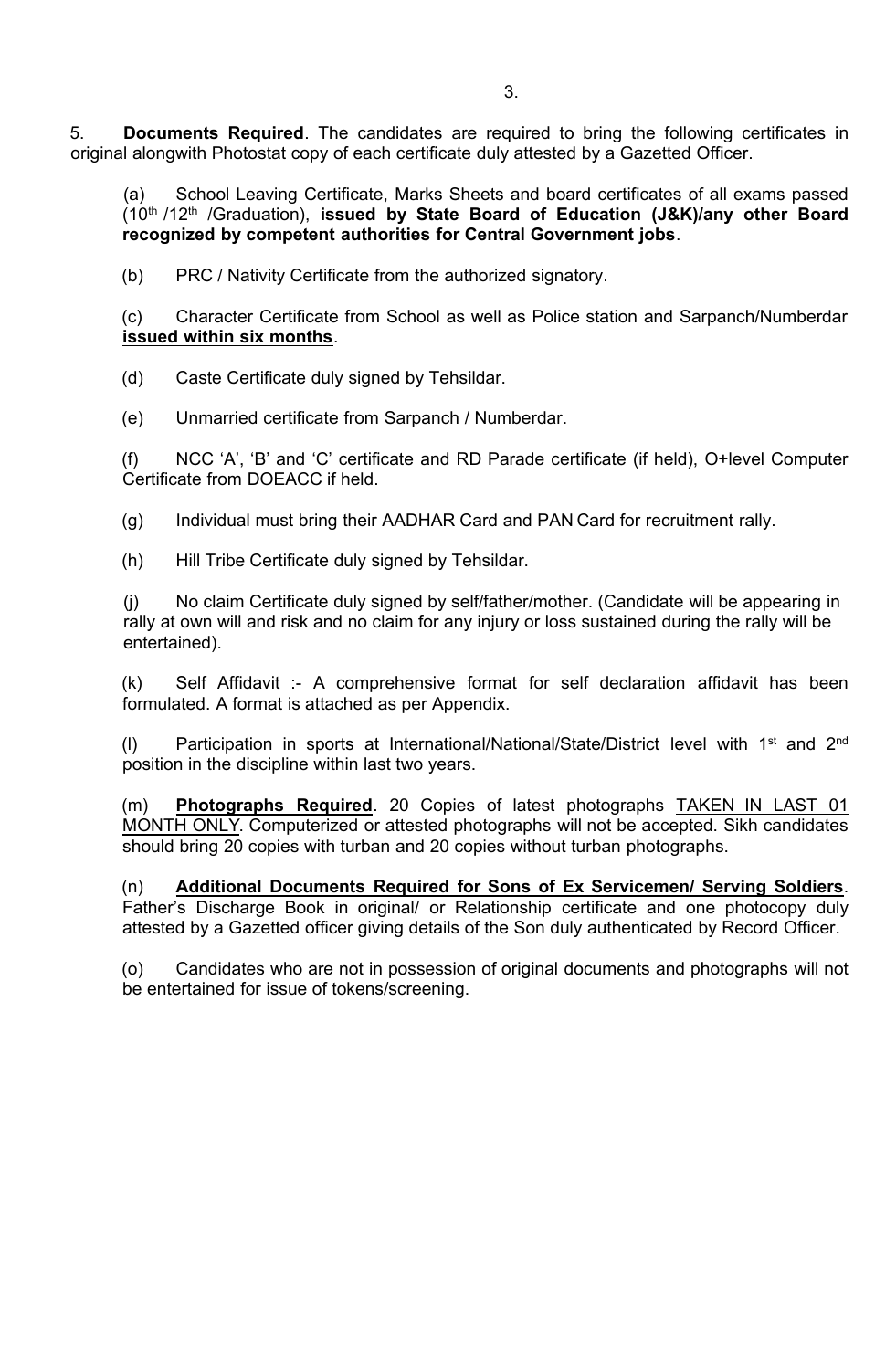5. **Documents Required**. The candidates are required to bring the following certificates in original alongwith Photostat copy of each certificate duly attested by a Gazetted Officer.

(a) School Leaving Certificate, Marks Sheets and board certificates of all exams passed (10th /12th /Graduation), **issued by State Board of Education (J&K)/any other Board recognized by competent authorities for Central Government jobs**.

(b) PRC / Nativity Certificate from the authorized signatory.

(c) Character Certificate from School as well as Police station and Sarpanch/Numberdar **<u>issued within six months</u>**.

(d) Caste Certificate duly signed by Tehsildar.

(e) Unmarried certificate from Sarpanch / Numberdar.

(f) NCC 'A', 'B' and 'C' certificate and RD Parade certificate (if held), O+level Computer Certificate from DOEACC if held.

(g) Individual must bring their AADHAR Card and PAN Card for recruitment rally.

(h) Hill Tribe Certificate duly signed by Tehsildar.

(j) No claim Certificate duly signed by self/father/mother. (Candidate will be appearing in rally at own will and risk and no claim for any injury or loss sustained during the rally will be entertained).

(k) Self Affidavit :- A comprehensive format for self declaration affidavit has been formulated. A format is attached as per Appendix.

(l) Participation in sports at International/National/State/District level with 1st and 2nd position in the discipline within last two years.

(m) **<u>Photographs Required</u>**. 20 Copies of latest photographs <u>TAKEN IN LAST 01 MONTH ONLY</u>. Computerized or attested photographs will not be accepted. Sikh candidates should bring 20 copies with turban and 20 copies without turban photographs.

(n) **<u>Additional Documents Required for Sons of Ex Servicemen/ Serving Soldiers</u>**. Father's Discharge Book in original/ or Relationship certificate and one photocopy duly attested by a Gazetted officer giving details of the Son duly authenticated by Record Officer.

(o) Candidates who are not in possession of original documents and photographs will not be entertained for issue of tokens/screening.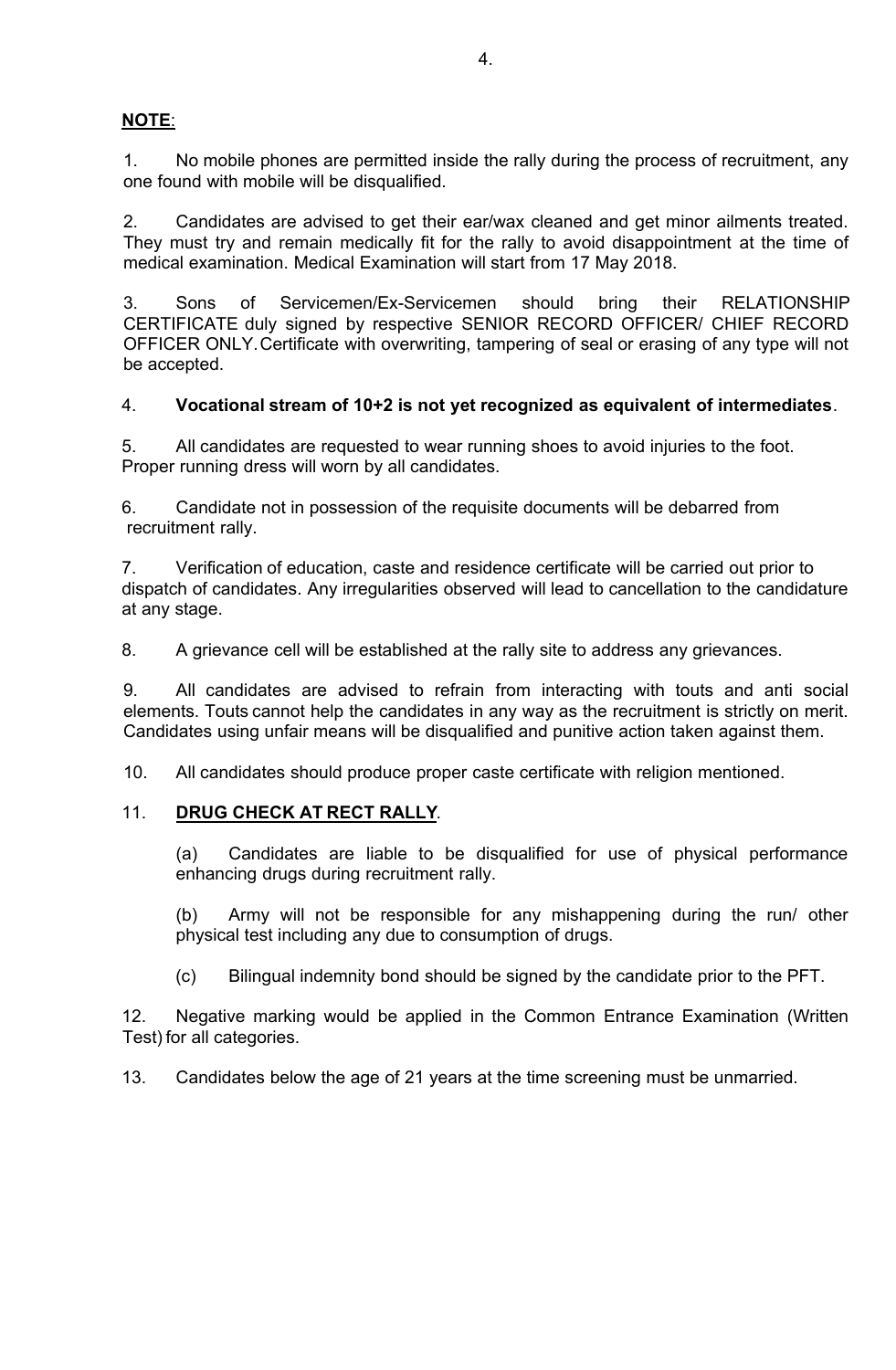**NOTE**:

1. No mobile phones are permitted inside the rally during the process of recruitment, any one found with mobile will be disqualified.

2. Candidates are advised to get their ear/wax cleaned and get minor ailments treated. They must try and remain medically fit for the rally to avoid disappointment at the time of medical examination. Medical Examination will start from 17 May 2018.

3. Sons of Servicemen/Ex-Servicemen should bring their RELATIONSHIP CERTIFICATE duly signed by respective SENIOR RECORD OFFICER/ CHIEF RECORD OFFICER ONLY. Certificate with overwriting, tampering of seal or erasing of any type will not be accepted.

4. **Vocational stream of 10+2 is not yet recognized as equivalent of intermediates**.

5. All candidates are requested to wear running shoes to avoid injuries to the foot. Proper running dress will worn by all candidates.

6. Candidate not in possession of the requisite documents will be debarred from recruitment rally.

7. Verification of education, caste and residence certificate will be carried out prior to dispatch of candidates. Any irregularities observed will lead to cancellation to the candidature at any stage.

8. A grievance cell will be established at the rally site to address any grievances.

9. All candidates are advised to refrain from interacting with touts and anti social elements. Touts cannot help the candidates in any way as the recruitment is strictly on merit. Candidates using unfair means will be disqualified and punitive action taken against them.

10. All candidates should produce proper caste certificate with religion mentioned.

11. **DRUG CHECK AT RECT RALLY**.

    (a) Candidates are liable to be disqualified for use of physical performance enhancing drugs during recruitment rally.

    (b) Army will not be responsible for any mishappening during the run/ other physical test including any due to consumption of drugs.

    (c) Bilingual indemnity bond should be signed by the candidate prior to the PFT.

12. Negative marking would be applied in the Common Entrance Examination (Written Test) for all categories.

13. Candidates below the age of 21 years at the time screening must be unmarried.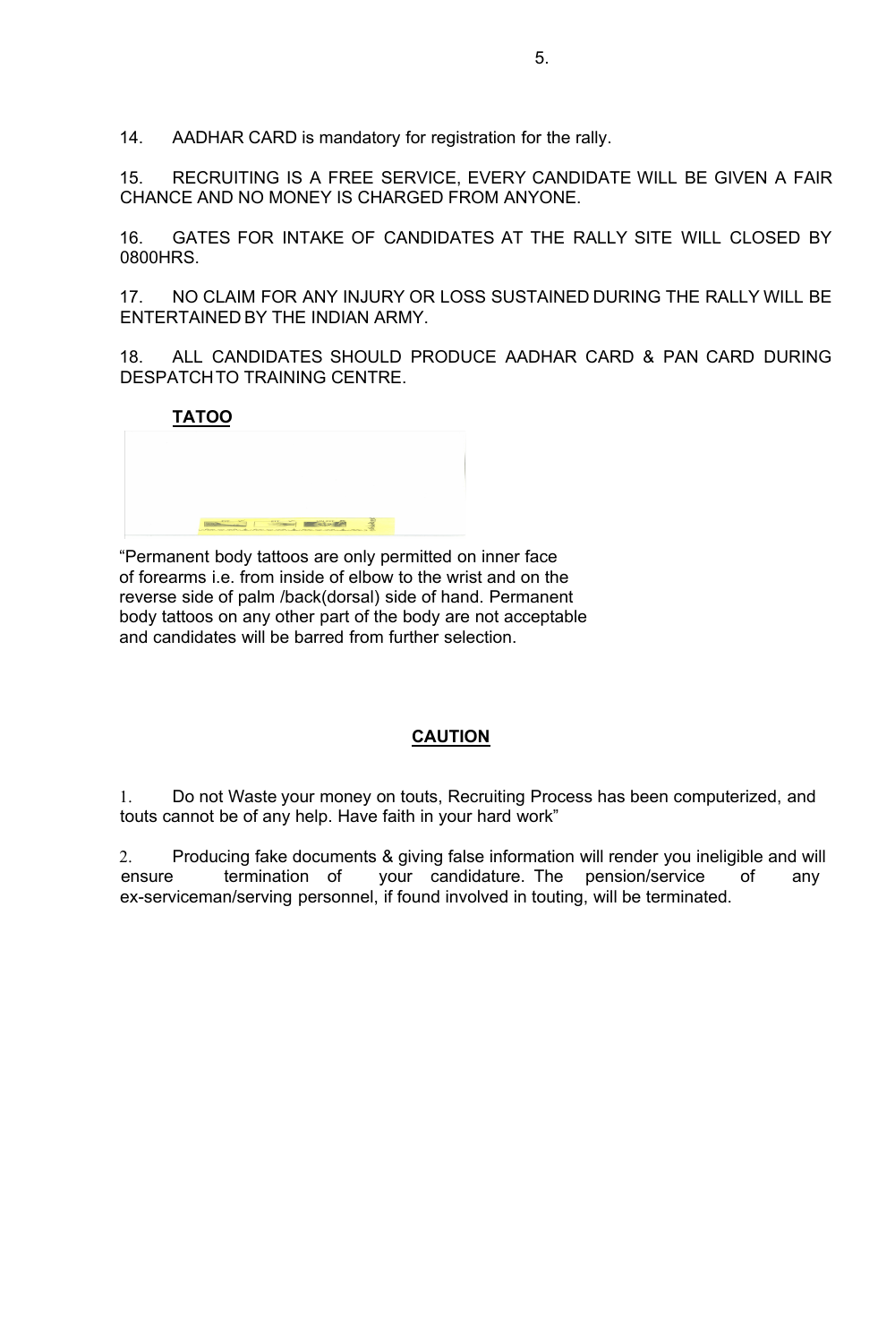14. AADHAR CARD is mandatory for registration for the rally.

15. RECRUITING IS A FREE SERVICE, EVERY CANDIDATE WILL BE GIVEN A FAIR CHANCE AND NO MONEY IS CHARGED FROM ANYONE.

16. GATES FOR INTAKE OF CANDIDATES AT THE RALLY SITE WILL CLOSED BY 0800HRS.

17. NO CLAIM FOR ANY INJURY OR LOSS SUSTAINED DURING THE RALLY WILL BE ENTERTAINED BY THE INDIAN ARMY.

18. ALL CANDIDATES SHOULD PRODUCE AADHAR CARD & PAN CARD DURING DESPATCH TO TRAINING CENTRE.

**TATOO**

"Permanent body tattoos are only permitted on inner face of forearms i.e. from inside of elbow to the wrist and on the reverse side of palm /back(dorsal) side of hand. Permanent body tattoos on any other part of the body are not acceptable and candidates will be barred from further selection.

## CAUTION

1. Do not Waste your money on touts, Recruiting Process has been computerized, and touts cannot be of any help. Have faith in your hard work"

2. Producing fake documents & giving false information will render you ineligible and will ensure termination of your candidature. The pension/service of any ex-serviceman/serving personnel, if found involved in touting, will be terminated.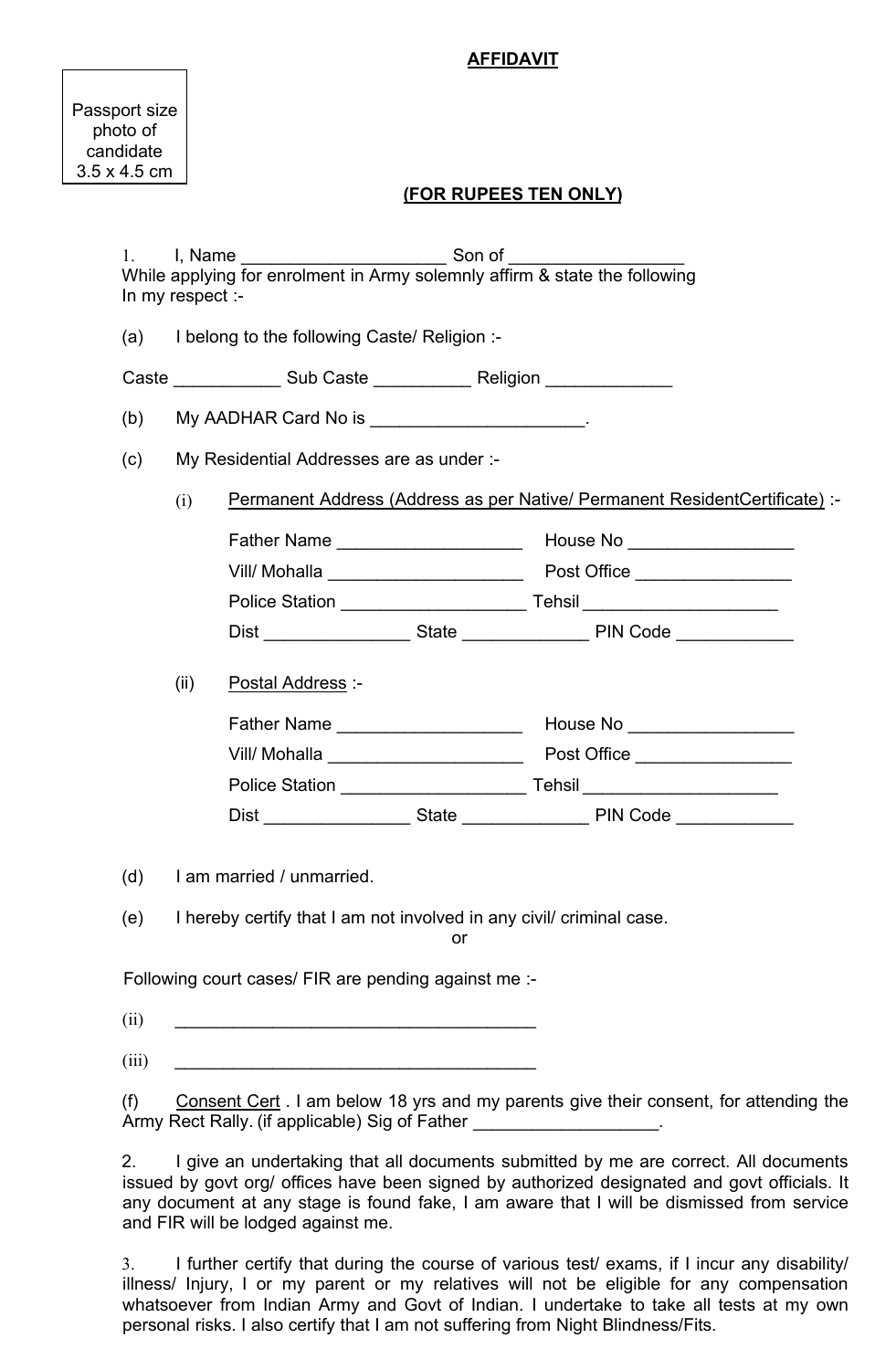Passport size photo of candidate 3.5 x 4.5 cm

# AFFIDAVIT

**(FOR RUPEES TEN ONLY)**

1. I, Name _____________________ Son of __________________
While applying for enrolment in Army solemnly affirm & state the following
In my respect :-

(a) I belong to the following Caste/ Religion :-

Caste ___________ Sub Caste __________ Religion _____________

(b) My AADHAR Card No is ______________________.

(c) My Residential Addresses are as under :-

(i) Permanent Address (Address as per Native/ Permanent ResidentCertificate) :-

Father Name ___________________ House No _________________
Vill/ Mohalla ____________________ Post Office ________________
Police Station ___________________ Tehsil ____________________
Dist _______________ State _____________ PIN Code ____________

(ii) Postal Address :-

Father Name ___________________ House No _________________
Vill/ Mohalla ____________________ Post Office ________________
Police Station ___________________ Tehsil ____________________
Dist _______________ State _____________ PIN Code ____________

(d) I am married / unmarried.

(e) I hereby certify that I am not involved in any civil/ criminal case.

or

Following court cases/ FIR are pending against me :-

(ii) ______________________________________

(iii) ______________________________________

(f) Consent Cert . I am below 18 yrs and my parents give their consent, for attending the Army Rect Rally. (if applicable) Sig of Father ___________________.

2. I give an undertaking that all documents submitted by me are correct. All documents issued by govt org/ offices have been signed by authorized designated and govt officials. It any document at any stage is found fake, I am aware that I will be dismissed from service and FIR will be lodged against me.

3. I further certify that during the course of various test/ exams, if I incur any disability/ illness/ Injury, I or my parent or my relatives will not be eligible for any compensation whatsoever from Indian Army and Govt of Indian. I undertake to take all tests at my own personal risks. I also certify that I am not suffering from Night Blindness/Fits.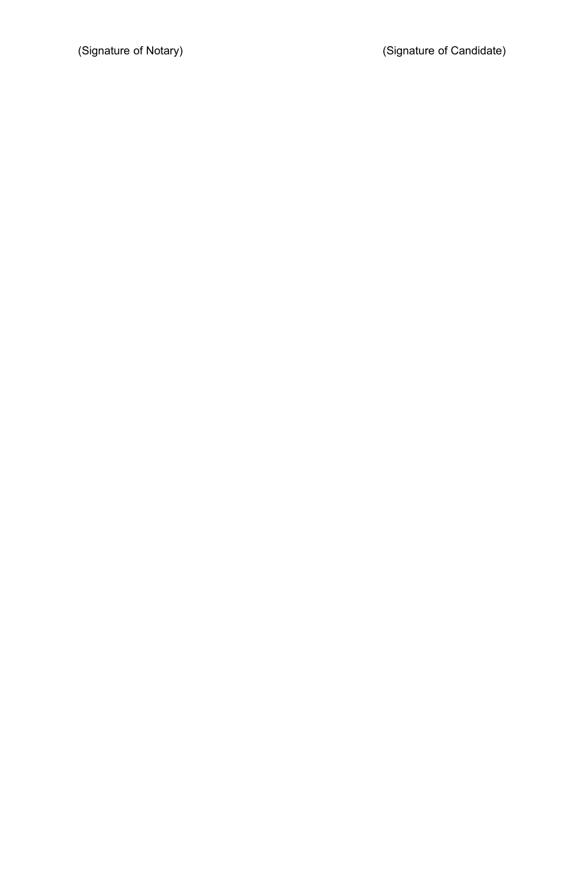(Signature of Notary) (Signature of Candidate)